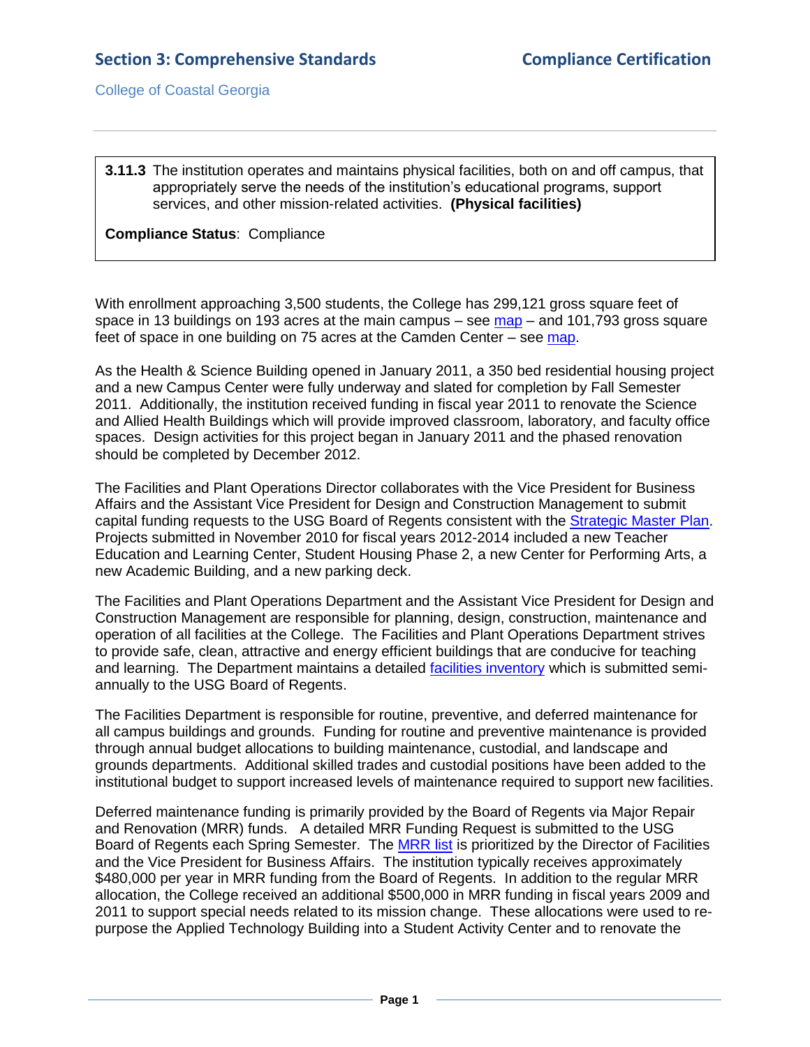**3.11.3** The institution operates and maintains physical facilities, both on and off campus, that appropriately serve the needs of the institution's educational programs, support services, and other mission-related activities. **(Physical facilities)**

**Compliance Status**: Compliance

With enrollment approaching 3,500 students, the College has 299,121 gross square feet of space in 13 buildings on 193 acres at the main campus – see [map] – and 101,793 gross square feet of space in one building on 75 acres at the Camden Center – see [map].

As the Health & Science Building opened in January 2011, a 350 bed residential housing project and a new Campus Center were fully underway and slated for completion by Fall Semester 2011. Additionally, the institution received funding in fiscal year 2011 to renovate the Science and Allied Health Buildings which will provide improved classroom, laboratory, and faculty office spaces. Design activities for this project began in January 2011 and the phased renovation should be completed by December 2012.

The Facilities and Plant Operations Director collaborates with the Vice President for Business Affairs and the Assistant Vice President for Design and Construction Management to submit capital funding requests to the USG Board of Regents consistent with the [Strategic Master Plan]. Projects submitted in November 2010 for fiscal years 2012-2014 included a new Teacher Education and Learning Center, Student Housing Phase 2, a new Center for Performing Arts, a new Academic Building, and a new parking deck.

The Facilities and Plant Operations Department and the Assistant Vice President for Design and Construction Management are responsible for planning, design, construction, maintenance and operation of all facilities at the College. The Facilities and Plant Operations Department strives to provide safe, clean, attractive and energy efficient buildings that are conducive for teaching and learning. The Department maintains a detailed [facilities inventory] which is submitted semi-annually to the USG Board of Regents.

The Facilities Department is responsible for routine, preventive, and deferred maintenance for all campus buildings and grounds. Funding for routine and preventive maintenance is provided through annual budget allocations to building maintenance, custodial, and landscape and grounds departments. Additional skilled trades and custodial positions have been added to the institutional budget to support increased levels of maintenance required to support new facilities.

Deferred maintenance funding is primarily provided by the Board of Regents via Major Repair and Renovation (MRR) funds. A detailed MRR Funding Request is submitted to the USG Board of Regents each Spring Semester. The [MRR list] is prioritized by the Director of Facilities and the Vice President for Business Affairs. The institution typically receives approximately $480,000 per year in MRR funding from the Board of Regents. In addition to the regular MRR allocation, the College received an additional $500,000 in MRR funding in fiscal years 2009 and 2011 to support special needs related to its mission change. These allocations were used to re-purpose the Applied Technology Building into a Student Activity Center and to renovate the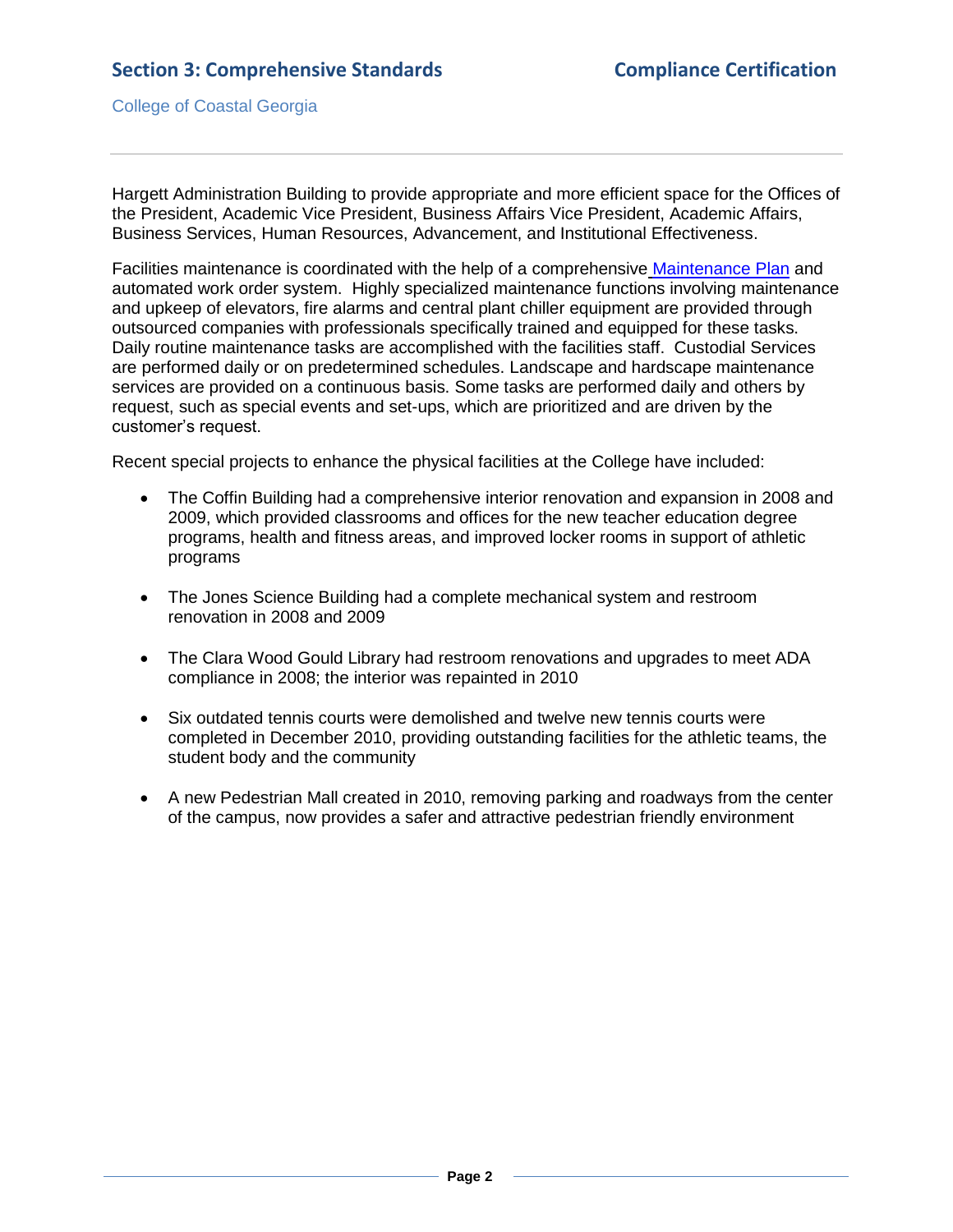Hargett Administration Building to provide appropriate and more efficient space for the Offices of the President, Academic Vice President, Business Affairs Vice President, Academic Affairs, Business Services, Human Resources, Advancement, and Institutional Effectiveness.

Facilities maintenance is coordinated with the help of a comprehensive Maintenance Plan and automated work order system. Highly specialized maintenance functions involving maintenance and upkeep of elevators, fire alarms and central plant chiller equipment are provided through outsourced companies with professionals specifically trained and equipped for these tasks. Daily routine maintenance tasks are accomplished with the facilities staff. Custodial Services are performed daily or on predetermined schedules. Landscape and hardscape maintenance services are provided on a continuous basis. Some tasks are performed daily and others by request, such as special events and set-ups, which are prioritized and are driven by the customer's request.

Recent special projects to enhance the physical facilities at the College have included:

- The Coffin Building had a comprehensive interior renovation and expansion in 2008 and 2009, which provided classrooms and offices for the new teacher education degree programs, health and fitness areas, and improved locker rooms in support of athletic programs

- The Jones Science Building had a complete mechanical system and restroom renovation in 2008 and 2009

- The Clara Wood Gould Library had restroom renovations and upgrades to meet ADA compliance in 2008; the interior was repainted in 2010

- Six outdated tennis courts were demolished and twelve new tennis courts were completed in December 2010, providing outstanding facilities for the athletic teams, the student body and the community

- A new Pedestrian Mall created in 2010, removing parking and roadways from the center of the campus, now provides a safer and attractive pedestrian friendly environment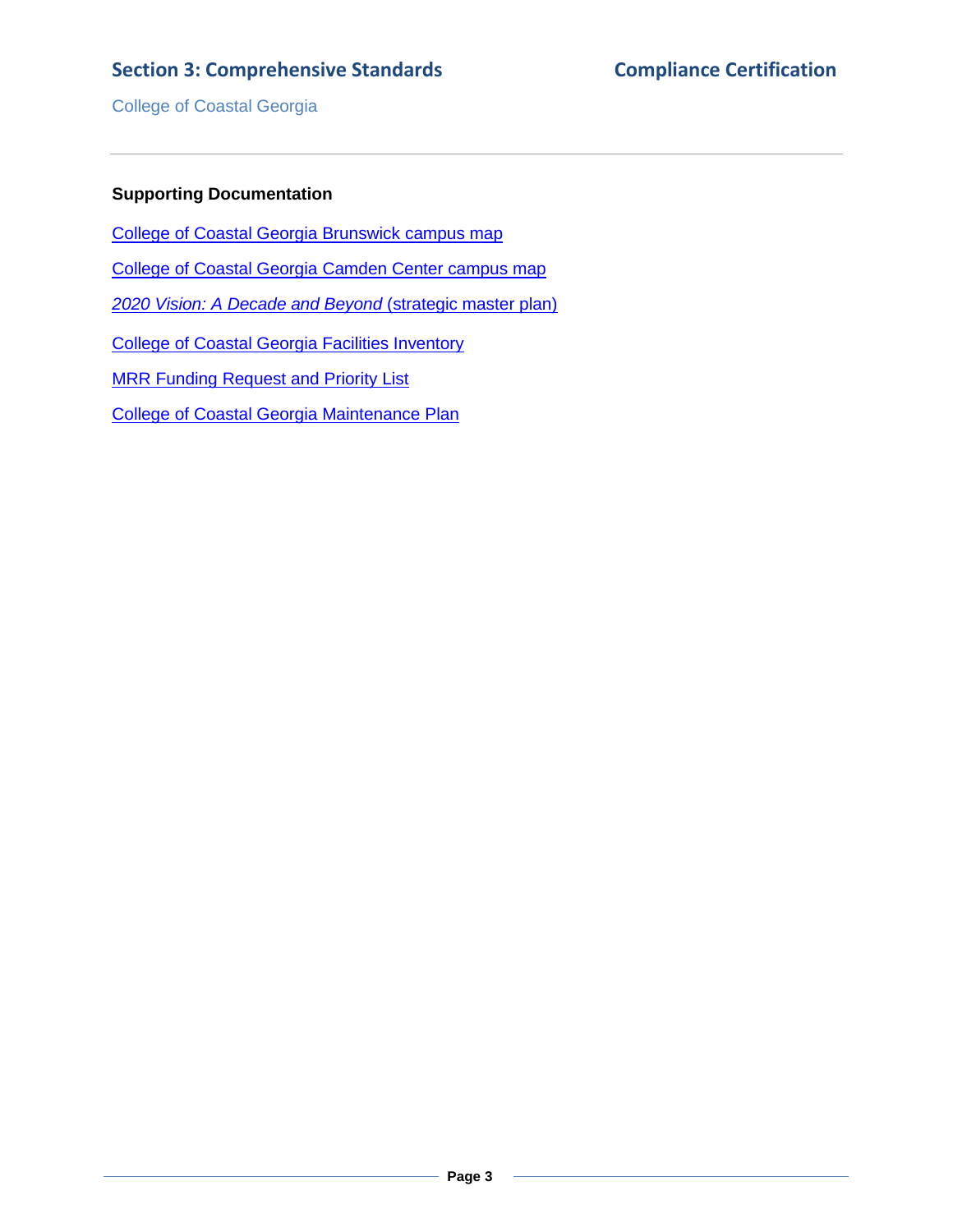**Supporting Documentation**

College of Coastal Georgia Brunswick campus map

College of Coastal Georgia Camden Center campus map

*2020 Vision: A Decade and Beyond* (strategic master plan)

College of Coastal Georgia Facilities Inventory

MRR Funding Request and Priority List

College of Coastal Georgia Maintenance Plan